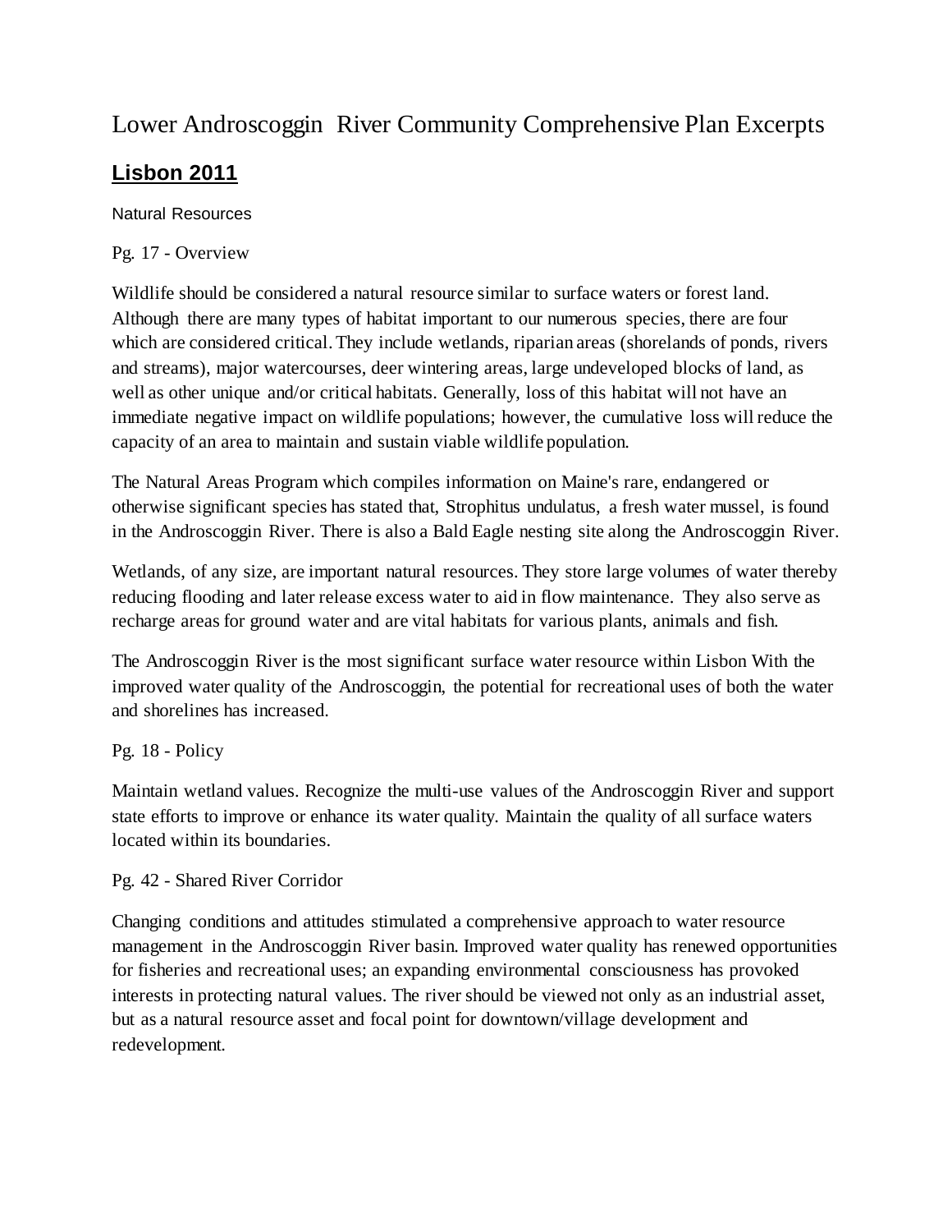# Lower Androscoggin River Community Comprehensive Plan Excerpts

## **Lisbon 2011**

Natural Resources

Pg. 17 - Overview

Wildlife should be considered a natural resource similar to surface waters or forest land. Although there are many types of habitat important to our numerous species, there are four which are considered critical. They include wetlands, riparian areas (shorelands of ponds, rivers and streams), major watercourses, deer wintering areas, large undeveloped blocks of land, as well as other unique and/or critical habitats. Generally, loss of this habitat will not have an immediate negative impact on wildlife populations; however, the cumulative loss will reduce the capacity of an area to maintain and sustain viable wildlife population.

The Natural Areas Program which compiles information on Maine's rare, endangered or otherwise significant species has stated that, Strophitus undulatus, a fresh water mussel, is found in the Androscoggin River. There is also a Bald Eagle nesting site along the Androscoggin River.

Wetlands, of any size, are important natural resources. They store large volumes of water thereby reducing flooding and later release excess water to aid in flow maintenance. They also serve as recharge areas for ground water and are vital habitats for various plants, animals and fish.

The Androscoggin River is the most significant surface water resource within Lisbon With the improved water quality of the Androscoggin, the potential for recreational uses of both the water and shorelines has increased.

Pg. 18 - Policy

Maintain wetland values. Recognize the multi-use values of the Androscoggin River and support state efforts to improve or enhance its water quality. Maintain the quality of all surface waters located within its boundaries.

Pg. 42 - Shared River Corridor

Changing conditions and attitudes stimulated a comprehensive approach to water resource management in the Androscoggin River basin. Improved water quality has renewed opportunities for fisheries and recreational uses; an expanding environmental consciousness has provoked interests in protecting natural values. The river should be viewed not only as an industrial asset, but as a natural resource asset and focal point for downtown/village development and redevelopment.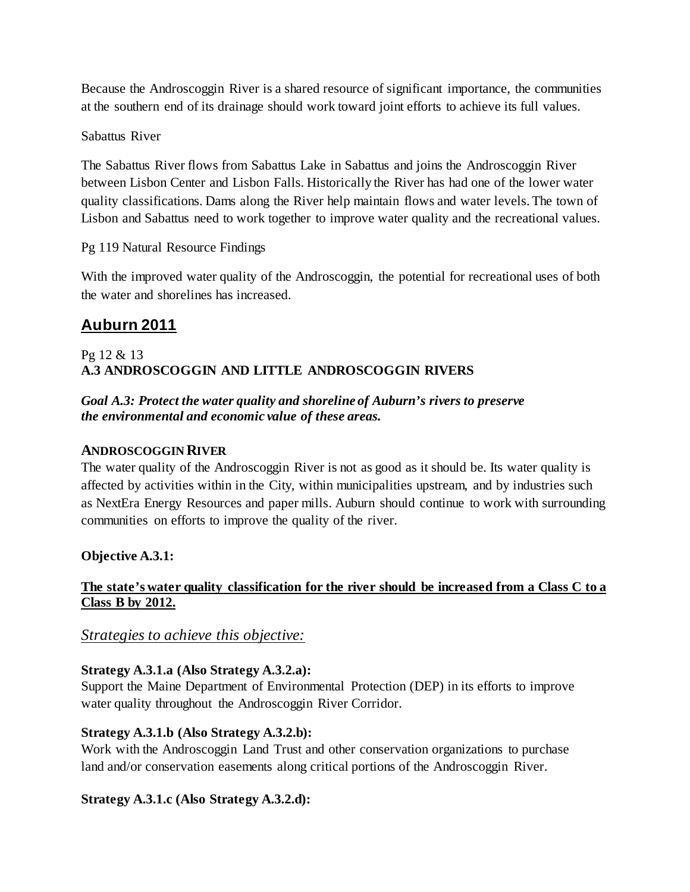Because the Androscoggin River is a shared resource of significant importance, the communities at the southern end of its drainage should work toward joint efforts to achieve its full values.

Sabattus River

The Sabattus River flows from Sabattus Lake in Sabattus and joins the Androscoggin River between Lisbon Center and Lisbon Falls. Historically the River has had one of the lower water quality classifications. Dams along the River help maintain flows and water levels. The town of Lisbon and Sabattus need to work together to improve water quality and the recreational values.

Pg 119 Natural Resource Findings

With the improved water quality of the Androscoggin, the potential for recreational uses of both the water and shorelines has increased.

## Auburn 2011

Pg 12 & 13
**A.3 ANDROSCOGGIN AND LITTLE ANDROSCOGGIN RIVERS**

***Goal A.3: Protect the water quality and shoreline of Auburn's rivers to preserve the environmental and economic value of these areas.***

**ANDROSCOGGIN RIVER**
The water quality of the Androscoggin River is not as good as it should be. Its water quality is affected by activities within in the City, within municipalities upstream, and by industries such as NextEra Energy Resources and paper mills. Auburn should continue to work with surrounding communities on efforts to improve the quality of the river.

**Objective A.3.1:**

**The state's water quality classification for the river should be increased from a Class C to a Class B by 2012.**

*Strategies to achieve this objective:*

**Strategy A.3.1.a (Also Strategy A.3.2.a):**
Support the Maine Department of Environmental Protection (DEP) in its efforts to improve water quality throughout the Androscoggin River Corridor.

**Strategy A.3.1.b (Also Strategy A.3.2.b):**
Work with the Androscoggin Land Trust and other conservation organizations to purchase land and/or conservation easements along critical portions of the Androscoggin River.

**Strategy A.3.1.c (Also Strategy A.3.2.d):**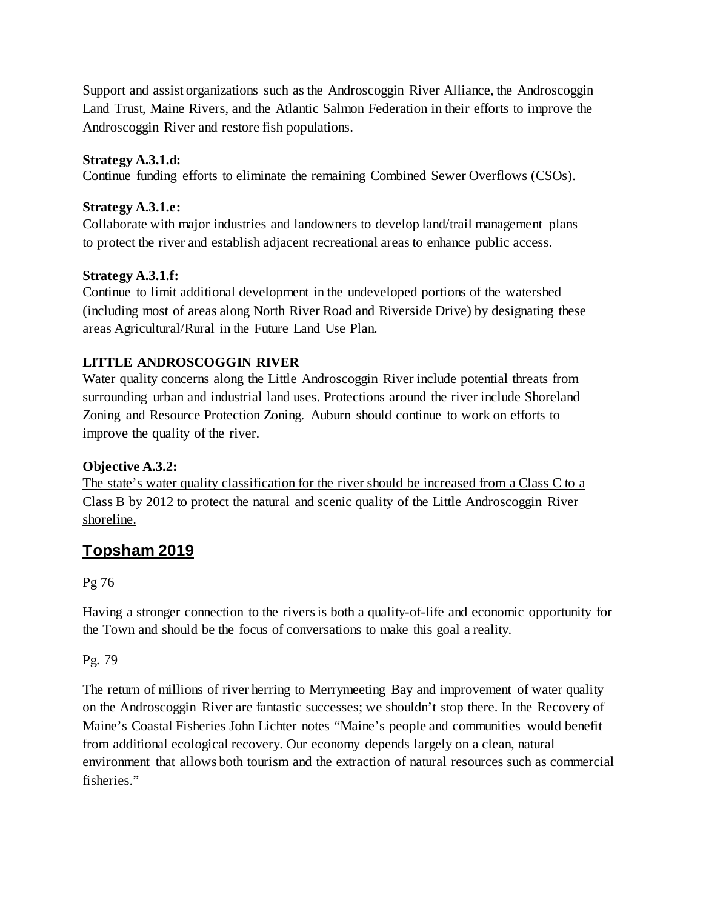Support and assist organizations such as the Androscoggin River Alliance, the Androscoggin Land Trust, Maine Rivers, and the Atlantic Salmon Federation in their efforts to improve the Androscoggin River and restore fish populations.

**Strategy A.3.1.d:**
Continue funding efforts to eliminate the remaining Combined Sewer Overflows (CSOs).

**Strategy A.3.1.e:**
Collaborate with major industries and landowners to develop land/trail management plans to protect the river and establish adjacent recreational areas to enhance public access.

**Strategy A.3.1.f:**
Continue to limit additional development in the undeveloped portions of the watershed (including most of areas along North River Road and Riverside Drive) by designating these areas Agricultural/Rural in the Future Land Use Plan.

**LITTLE ANDROSCOGGIN RIVER**
Water quality concerns along the Little Androscoggin River include potential threats from surrounding urban and industrial land uses. Protections around the river include Shoreland Zoning and Resource Protection Zoning. Auburn should continue to work on efforts to improve the quality of the river.

**Objective A.3.2:**
<u>The state's water quality classification for the river should be increased from a Class C to a Class B by 2012 to protect the natural and scenic quality of the Little Androscoggin River shoreline.</u>

## Topsham 2019

Pg 76

Having a stronger connection to the rivers is both a quality-of-life and economic opportunity for the Town and should be the focus of conversations to make this goal a reality.

Pg. 79

The return of millions of river herring to Merrymeeting Bay and improvement of water quality on the Androscoggin River are fantastic successes; we shouldn't stop there. In the Recovery of Maine's Coastal Fisheries John Lichter notes "Maine's people and communities would benefit from additional ecological recovery. Our economy depends largely on a clean, natural environment that allows both tourism and the extraction of natural resources such as commercial fisheries."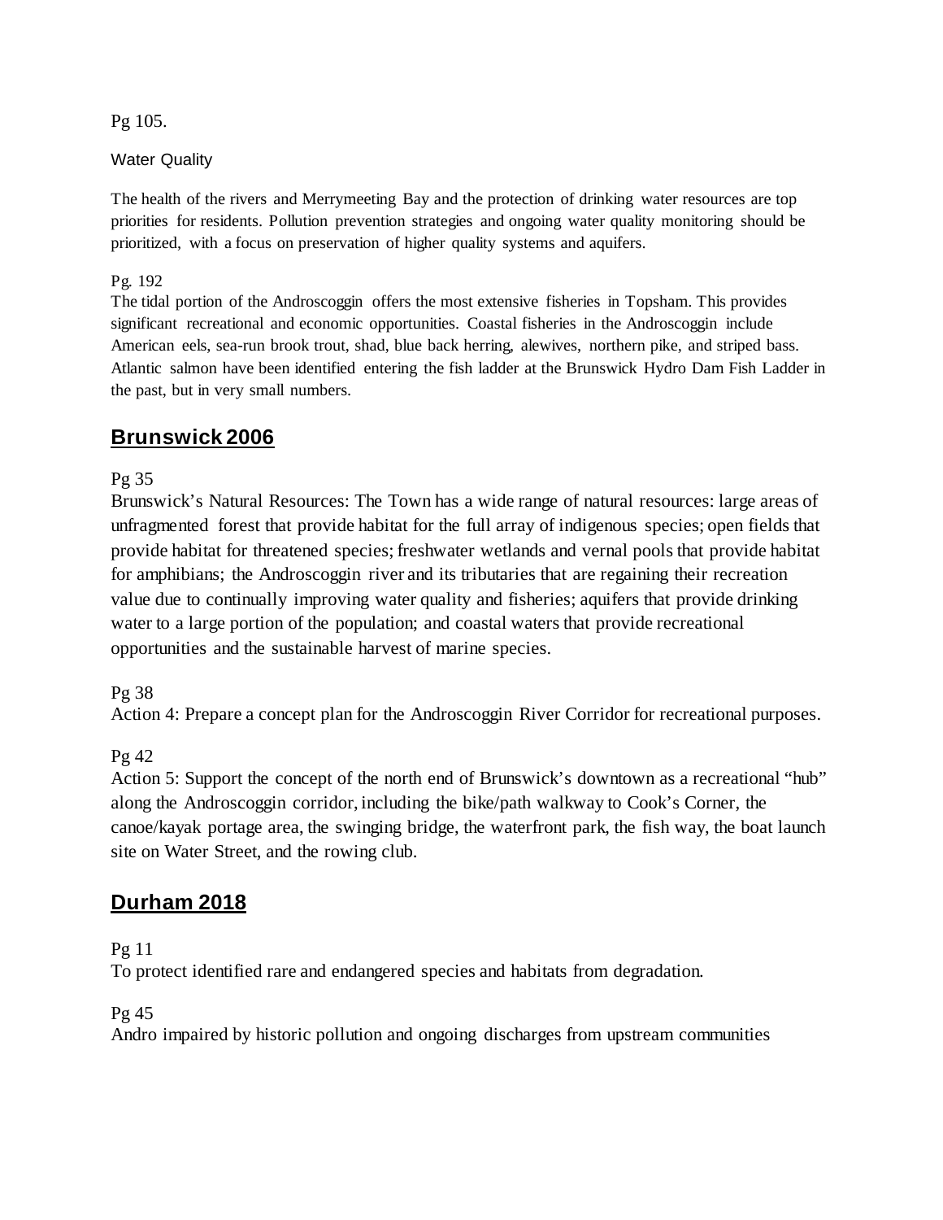Pg 105.

Water Quality

The health of the rivers and Merrymeeting Bay and the protection of drinking water resources are top priorities for residents. Pollution prevention strategies and ongoing water quality monitoring should be prioritized, with a focus on preservation of higher quality systems and aquifers.

Pg. 192

The tidal portion of the Androscoggin offers the most extensive fisheries in Topsham. This provides significant recreational and economic opportunities. Coastal fisheries in the Androscoggin include American eels, sea-run brook trout, shad, blue back herring, alewives, northern pike, and striped bass. Atlantic salmon have been identified entering the fish ladder at the Brunswick Hydro Dam Fish Ladder in the past, but in very small numbers.

## **Brunswick 2006**

Pg 35

Brunswick's Natural Resources: The Town has a wide range of natural resources: large areas of unfragmented forest that provide habitat for the full array of indigenous species; open fields that provide habitat for threatened species; freshwater wetlands and vernal pools that provide habitat for amphibians; the Androscoggin river and its tributaries that are regaining their recreation value due to continually improving water quality and fisheries; aquifers that provide drinking water to a large portion of the population; and coastal waters that provide recreational opportunities and the sustainable harvest of marine species.

Pg 38

Action 4: Prepare a concept plan for the Androscoggin River Corridor for recreational purposes.

Pg 42

Action 5: Support the concept of the north end of Brunswick's downtown as a recreational "hub" along the Androscoggin corridor, including the bike/path walkway to Cook's Corner, the canoe/kayak portage area, the swinging bridge, the waterfront park, the fish way, the boat launch site on Water Street, and the rowing club.

## **Durham 2018**

Pg 11

To protect identified rare and endangered species and habitats from degradation.

Pg 45

Andro impaired by historic pollution and ongoing discharges from upstream communities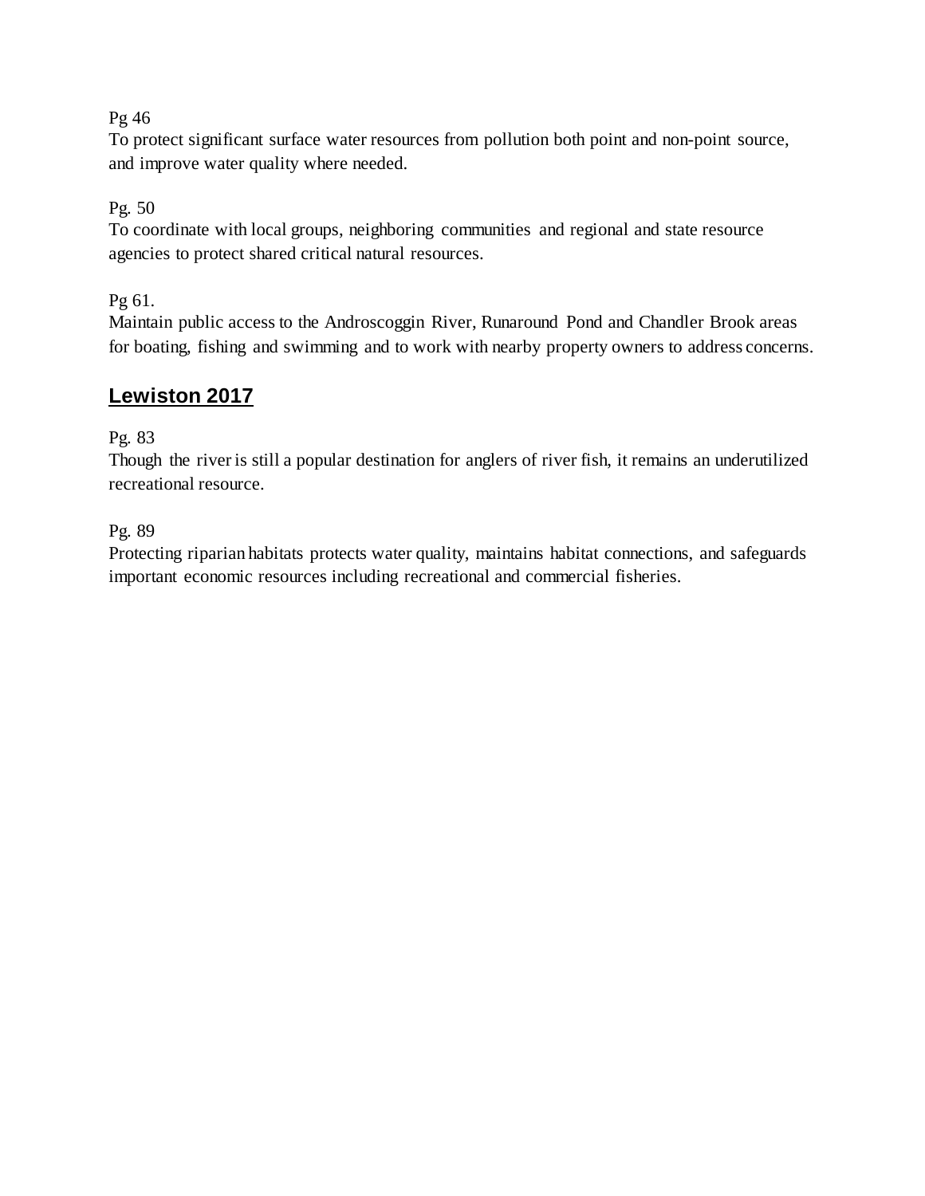Pg 46
To protect significant surface water resources from pollution both point and non-point source, and improve water quality where needed.

Pg. 50
To coordinate with local groups, neighboring communities and regional and state resource agencies to protect shared critical natural resources.

Pg 61.
Maintain public access to the Androscoggin River, Runaround Pond and Chandler Brook areas for boating, fishing and swimming and to work with nearby property owners to address concerns.

## Lewiston 2017

Pg. 83
Though the river is still a popular destination for anglers of river fish, it remains an underutilized recreational resource.

Pg. 89
Protecting riparian habitats protects water quality, maintains habitat connections, and safeguards important economic resources including recreational and commercial fisheries.